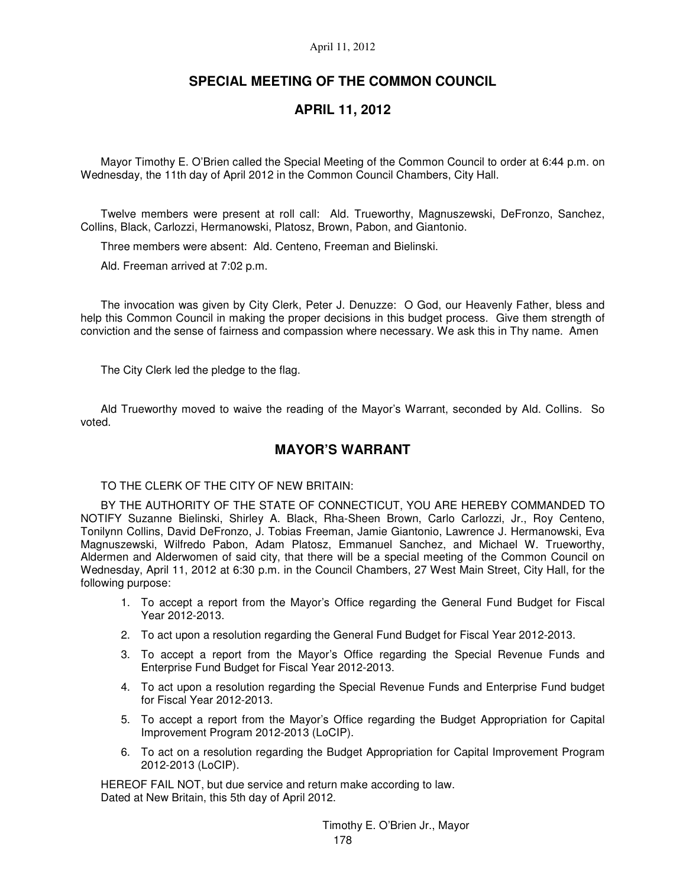# SPECIAL MEETING OF THE COMMON COUNCIL

## APRIL 11, 2012

Mayor Timothy E. O'Brien called the Special Meeting of the Common Council to order at 6:44 p.m. on Wednesday, the 11th day of April 2012 in the Common Council Chambers, City Hall.

Twelve members were present at roll call: Ald. Trueworthy, Magnuszewski, DeFronzo, Sanchez, Collins, Black, Carlozzi, Hermanowski, Platosz, Brown, Pabon, and Giantonio.

Three members were absent: Ald. Centeno, Freeman and Bielinski.

Ald. Freeman arrived at 7:02 p.m.

The invocation was given by City Clerk, Peter J. Denuzze: O God, our Heavenly Father, bless and help this Common Council in making the proper decisions in this budget process. Give them strength of conviction and the sense of fairness and compassion where necessary. We ask this in Thy name. Amen

The City Clerk led the pledge to the flag.

Ald Trueworthy moved to waive the reading of the Mayor's Warrant, seconded by Ald. Collins. So voted.

## MAYOR'S WARRANT

TO THE CLERK OF THE CITY OF NEW BRITAIN:

BY THE AUTHORITY OF THE STATE OF CONNECTICUT, YOU ARE HEREBY COMMANDED TO NOTIFY Suzanne Bielinski, Shirley A. Black, Rha-Sheen Brown, Carlo Carlozzi, Jr., Roy Centeno, Tonilynn Collins, David DeFronzo, J. Tobias Freeman, Jamie Giantonio, Lawrence J. Hermanowski, Eva Magnuszewski, Wilfredo Pabon, Adam Platosz, Emmanuel Sanchez, and Michael W. Trueworthy, Aldermen and Alderwomen of said city, that there will be a special meeting of the Common Council on Wednesday, April 11, 2012 at 6:30 p.m. in the Council Chambers, 27 West Main Street, City Hall, for the following purpose:

1. To accept a report from the Mayor's Office regarding the General Fund Budget for Fiscal Year 2012-2013.
2. To act upon a resolution regarding the General Fund Budget for Fiscal Year 2012-2013.
3. To accept a report from the Mayor's Office regarding the Special Revenue Funds and Enterprise Fund Budget for Fiscal Year 2012-2013.
4. To act upon a resolution regarding the Special Revenue Funds and Enterprise Fund budget for Fiscal Year 2012-2013.
5. To accept a report from the Mayor's Office regarding the Budget Appropriation for Capital Improvement Program 2012-2013 (LoCIP).
6. To act on a resolution regarding the Budget Appropriation for Capital Improvement Program 2012-2013 (LoCIP).

HEREOF FAIL NOT, but due service and return make according to law.
Dated at New Britain, this 5th day of April 2012.

Timothy E. O'Brien Jr., Mayor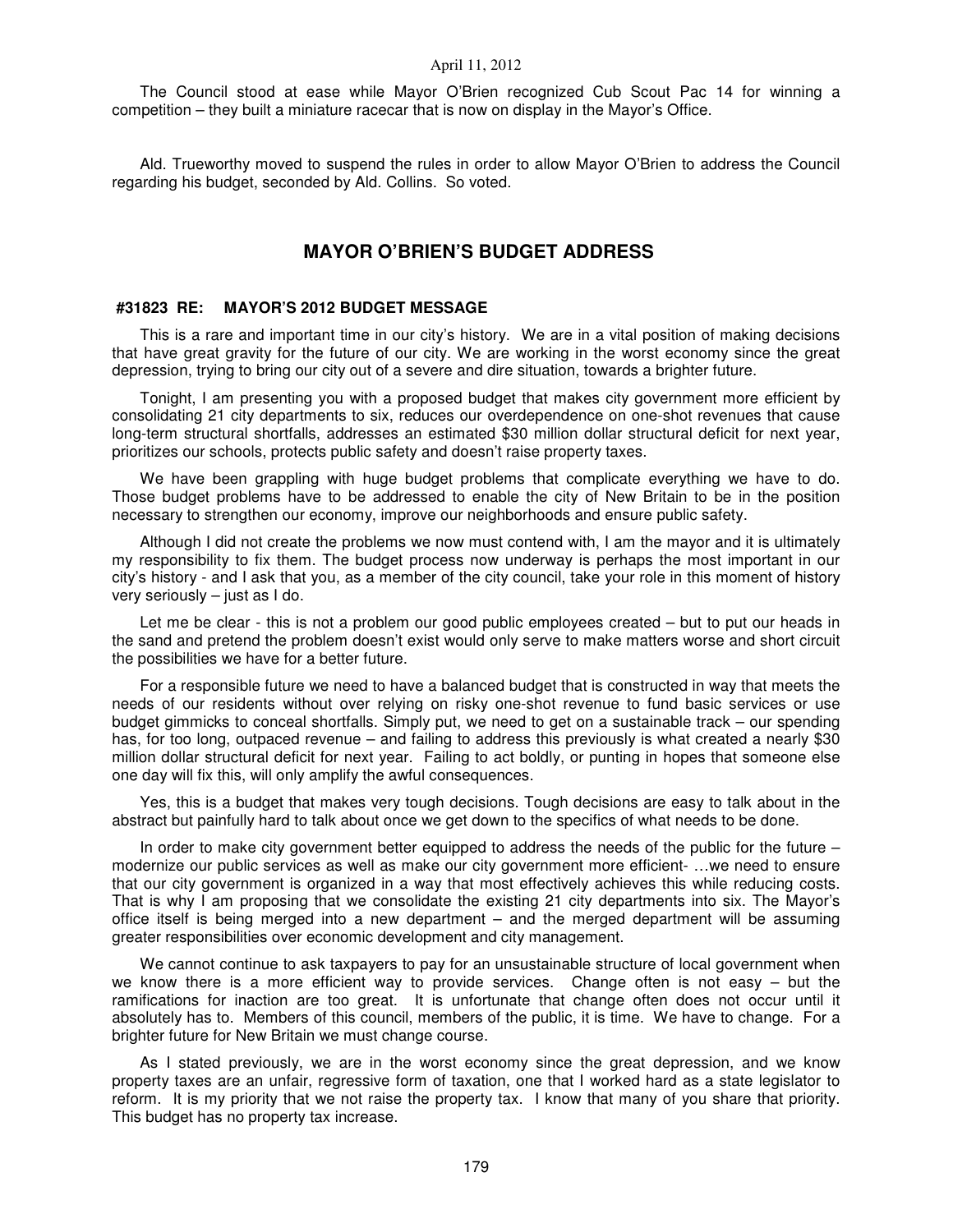The Council stood at ease while Mayor O'Brien recognized Cub Scout Pac 14 for winning a competition – they built a miniature racecar that is now on display in the Mayor's Office.

Ald. Trueworthy moved to suspend the rules in order to allow Mayor O'Brien to address the Council regarding his budget, seconded by Ald. Collins. So voted.

## MAYOR O'BRIEN'S BUDGET ADDRESS

### #31823 RE: MAYOR'S 2012 BUDGET MESSAGE

This is a rare and important time in our city's history. We are in a vital position of making decisions that have great gravity for the future of our city. We are working in the worst economy since the great depression, trying to bring our city out of a severe and dire situation, towards a brighter future.

Tonight, I am presenting you with a proposed budget that makes city government more efficient by consolidating 21 city departments to six, reduces our overdependence on one-shot revenues that cause long-term structural shortfalls, addresses an estimated $30 million dollar structural deficit for next year, prioritizes our schools, protects public safety and doesn't raise property taxes.

We have been grappling with huge budget problems that complicate everything we have to do. Those budget problems have to be addressed to enable the city of New Britain to be in the position necessary to strengthen our economy, improve our neighborhoods and ensure public safety.

Although I did not create the problems we now must contend with, I am the mayor and it is ultimately my responsibility to fix them. The budget process now underway is perhaps the most important in our city's history - and I ask that you, as a member of the city council, take your role in this moment of history very seriously – just as I do.

Let me be clear - this is not a problem our good public employees created – but to put our heads in the sand and pretend the problem doesn't exist would only serve to make matters worse and short circuit the possibilities we have for a better future.

For a responsible future we need to have a balanced budget that is constructed in way that meets the needs of our residents without over relying on risky one-shot revenue to fund basic services or use budget gimmicks to conceal shortfalls. Simply put, we need to get on a sustainable track – our spending has, for too long, outpaced revenue – and failing to address this previously is what created a nearly $30 million dollar structural deficit for next year. Failing to act boldly, or punting in hopes that someone else one day will fix this, will only amplify the awful consequences.

Yes, this is a budget that makes very tough decisions. Tough decisions are easy to talk about in the abstract but painfully hard to talk about once we get down to the specifics of what needs to be done.

In order to make city government better equipped to address the needs of the public for the future – modernize our public services as well as make our city government more efficient- …we need to ensure that our city government is organized in a way that most effectively achieves this while reducing costs. That is why I am proposing that we consolidate the existing 21 city departments into six. The Mayor's office itself is being merged into a new department – and the merged department will be assuming greater responsibilities over economic development and city management.

We cannot continue to ask taxpayers to pay for an unsustainable structure of local government when we know there is a more efficient way to provide services. Change often is not easy – but the ramifications for inaction are too great. It is unfortunate that change often does not occur until it absolutely has to. Members of this council, members of the public, it is time. We have to change. For a brighter future for New Britain we must change course.

As I stated previously, we are in the worst economy since the great depression, and we know property taxes are an unfair, regressive form of taxation, one that I worked hard as a state legislator to reform. It is my priority that we not raise the property tax. I know that many of you share that priority. This budget has no property tax increase.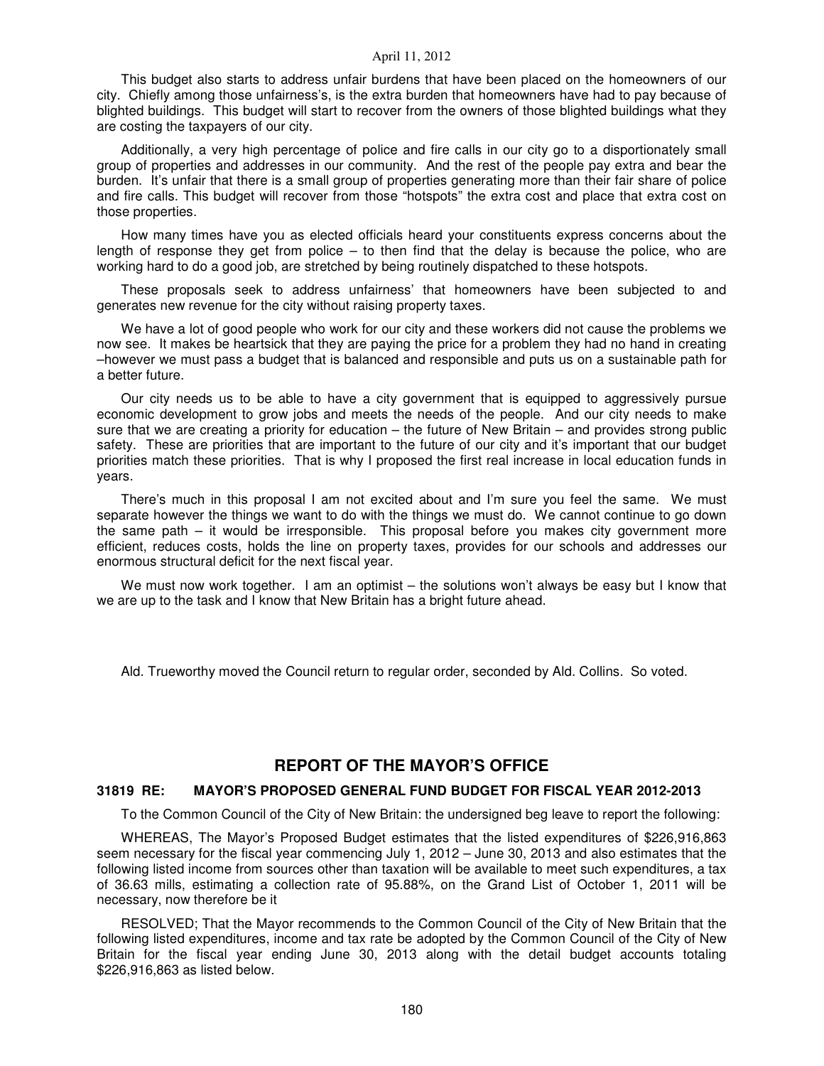This budget also starts to address unfair burdens that have been placed on the homeowners of our city. Chiefly among those unfairness's, is the extra burden that homeowners have had to pay because of blighted buildings. This budget will start to recover from the owners of those blighted buildings what they are costing the taxpayers of our city.

Additionally, a very high percentage of police and fire calls in our city go to a disportionately small group of properties and addresses in our community. And the rest of the people pay extra and bear the burden. It's unfair that there is a small group of properties generating more than their fair share of police and fire calls. This budget will recover from those "hotspots" the extra cost and place that extra cost on those properties.

How many times have you as elected officials heard your constituents express concerns about the length of response they get from police – to then find that the delay is because the police, who are working hard to do a good job, are stretched by being routinely dispatched to these hotspots.

These proposals seek to address unfairness' that homeowners have been subjected to and generates new revenue for the city without raising property taxes.

We have a lot of good people who work for our city and these workers did not cause the problems we now see. It makes be heartsick that they are paying the price for a problem they had no hand in creating –however we must pass a budget that is balanced and responsible and puts us on a sustainable path for a better future.

Our city needs us to be able to have a city government that is equipped to aggressively pursue economic development to grow jobs and meets the needs of the people. And our city needs to make sure that we are creating a priority for education – the future of New Britain – and provides strong public safety. These are priorities that are important to the future of our city and it's important that our budget priorities match these priorities. That is why I proposed the first real increase in local education funds in years.

There's much in this proposal I am not excited about and I'm sure you feel the same. We must separate however the things we want to do with the things we must do. We cannot continue to go down the same path – it would be irresponsible. This proposal before you makes city government more efficient, reduces costs, holds the line on property taxes, provides for our schools and addresses our enormous structural deficit for the next fiscal year.

We must now work together. I am an optimist – the solutions won't always be easy but I know that we are up to the task and I know that New Britain has a bright future ahead.

Ald. Trueworthy moved the Council return to regular order, seconded by Ald. Collins. So voted.

## REPORT OF THE MAYOR'S OFFICE

### 31819 RE: MAYOR'S PROPOSED GENERAL FUND BUDGET FOR FISCAL YEAR 2012-2013

To the Common Council of the City of New Britain: the undersigned beg leave to report the following:

WHEREAS, The Mayor's Proposed Budget estimates that the listed expenditures of $226,916,863 seem necessary for the fiscal year commencing July 1, 2012 – June 30, 2013 and also estimates that the following listed income from sources other than taxation will be available to meet such expenditures, a tax of 36.63 mills, estimating a collection rate of 95.88%, on the Grand List of October 1, 2011 will be necessary, now therefore be it

RESOLVED; That the Mayor recommends to the Common Council of the City of New Britain that the following listed expenditures, income and tax rate be adopted by the Common Council of the City of New Britain for the fiscal year ending June 30, 2013 along with the detail budget accounts totaling $226,916,863 as listed below.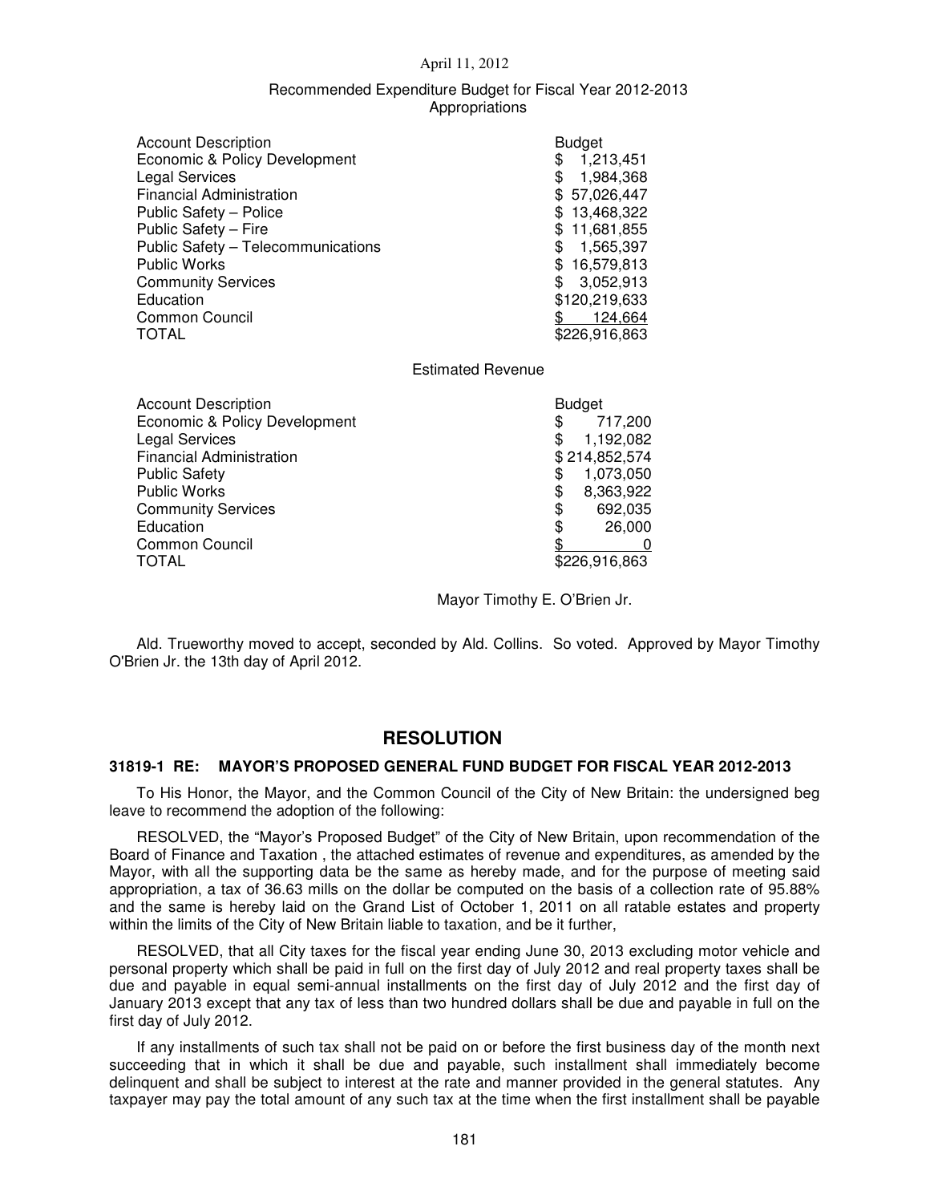April 11, 2012

Recommended Expenditure Budget for Fiscal Year 2012-2013
Appropriations

| Account Description | Budget |
|---|---|
| Economic & Policy Development | $ 1,213,451 |
| Legal Services | $ 1,984,368 |
| Financial Administration | $ 57,026,447 |
| Public Safety – Police | $ 13,468,322 |
| Public Safety – Fire | $ 11,681,855 |
| Public Safety – Telecommunications | $ 1,565,397 |
| Public Works | $ 16,579,813 |
| Community Services | $ 3,052,913 |
| Education | $120,219,633 |
| Common Council | $ 124,664 |
| TOTAL | $226,916,863 |

Estimated Revenue

| Account Description | Budget |
|---|---|
| Economic & Policy Development | $ 717,200 |
| Legal Services | $ 1,192,082 |
| Financial Administration | $ 214,852,574 |
| Public Safety | $ 1,073,050 |
| Public Works | $ 8,363,922 |
| Community Services | $ 692,035 |
| Education | $ 26,000 |
| Common Council | $ 0 |
| TOTAL | $226,916,863 |

Mayor Timothy E. O'Brien Jr.

Ald. Trueworthy moved to accept, seconded by Ald. Collins. So voted. Approved by Mayor Timothy O'Brien Jr. the 13th day of April 2012.

## RESOLUTION

**31819-1 RE: MAYOR'S PROPOSED GENERAL FUND BUDGET FOR FISCAL YEAR 2012-2013**

To His Honor, the Mayor, and the Common Council of the City of New Britain: the undersigned beg leave to recommend the adoption of the following:

RESOLVED, the "Mayor's Proposed Budget" of the City of New Britain, upon recommendation of the Board of Finance and Taxation , the attached estimates of revenue and expenditures, as amended by the Mayor, with all the supporting data be the same as hereby made, and for the purpose of meeting said appropriation, a tax of 36.63 mills on the dollar be computed on the basis of a collection rate of 95.88% and the same is hereby laid on the Grand List of October 1, 2011 on all ratable estates and property within the limits of the City of New Britain liable to taxation, and be it further,

RESOLVED, that all City taxes for the fiscal year ending June 30, 2013 excluding motor vehicle and personal property which shall be paid in full on the first day of July 2012 and real property taxes shall be due and payable in equal semi-annual installments on the first day of July 2012 and the first day of January 2013 except that any tax of less than two hundred dollars shall be due and payable in full on the first day of July 2012.

If any installments of such tax shall not be paid on or before the first business day of the month next succeeding that in which it shall be due and payable, such installment shall immediately become delinquent and shall be subject to interest at the rate and manner provided in the general statutes. Any taxpayer may pay the total amount of any such tax at the time when the first installment shall be payable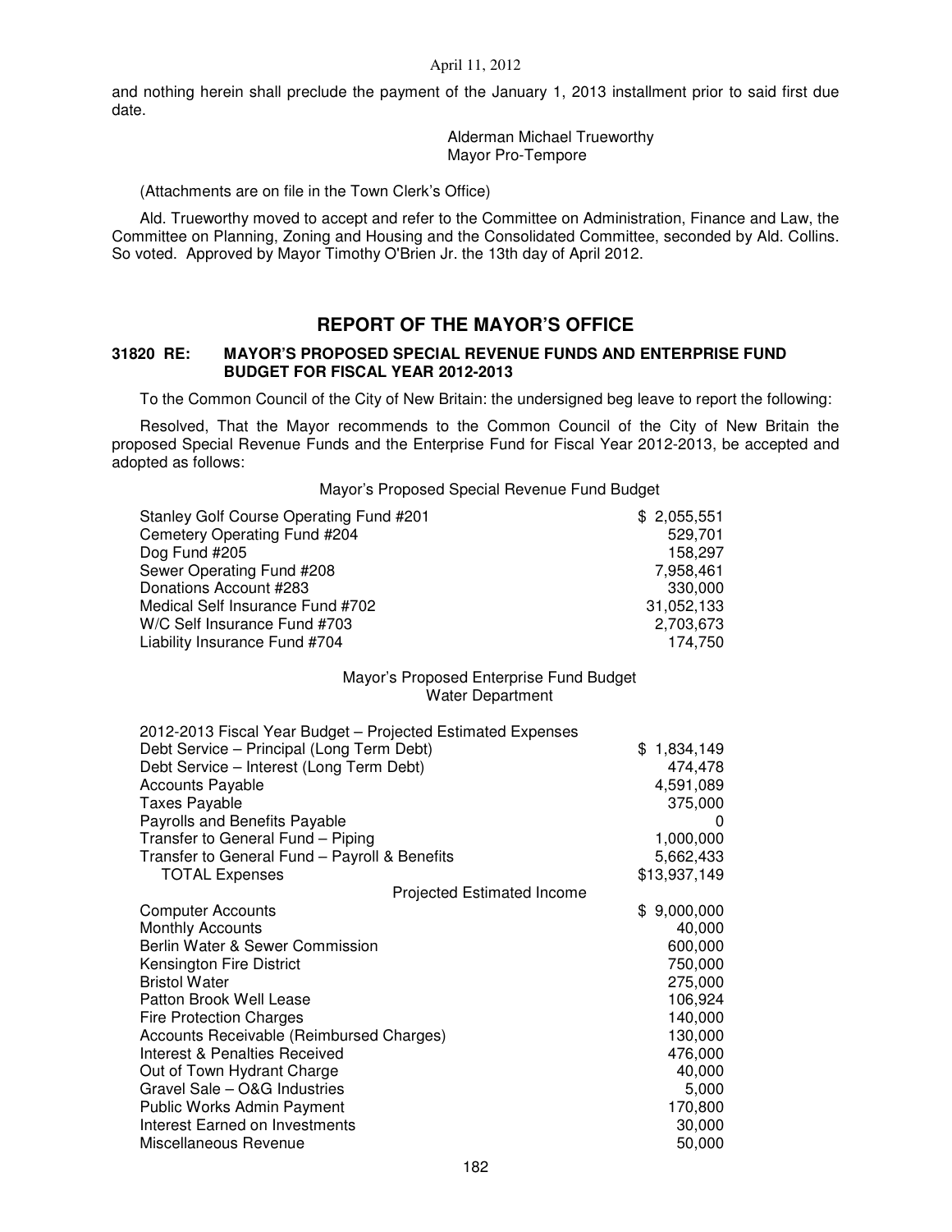and nothing herein shall preclude the payment of the January 1, 2013 installment prior to said first due date.

Alderman Michael Trueworthy
Mayor Pro-Tempore

(Attachments are on file in the Town Clerk's Office)

Ald. Trueworthy moved to accept and refer to the Committee on Administration, Finance and Law, the Committee on Planning, Zoning and Housing and the Consolidated Committee, seconded by Ald. Collins. So voted. Approved by Mayor Timothy O'Brien Jr. the 13th day of April 2012.

## REPORT OF THE MAYOR'S OFFICE

**31820 RE: MAYOR'S PROPOSED SPECIAL REVENUE FUNDS AND ENTERPRISE FUND BUDGET FOR FISCAL YEAR 2012-2013**

To the Common Council of the City of New Britain: the undersigned beg leave to report the following:

Resolved, That the Mayor recommends to the Common Council of the City of New Britain the proposed Special Revenue Funds and the Enterprise Fund for Fiscal Year 2012-2013, be accepted and adopted as follows:

Mayor's Proposed Special Revenue Fund Budget

| | |
|---|---|
| Stanley Golf Course Operating Fund #201 | $ 2,055,551 |
| Cemetery Operating Fund #204 | 529,701 |
| Dog Fund #205 | 158,297 |
| Sewer Operating Fund #208 | 7,958,461 |
| Donations Account #283 | 330,000 |
| Medical Self Insurance Fund #702 | 31,052,133 |
| W/C Self Insurance Fund #703 | 2,703,673 |
| Liability Insurance Fund #704 | 174,750 |

Mayor's Proposed Enterprise Fund Budget
Water Department

| | |
|---|---|
| 2012-2013 Fiscal Year Budget – Projected Estimated Expenses | |
| Debt Service – Principal (Long Term Debt) | $ 1,834,149 |
| Debt Service – Interest (Long Term Debt) | 474,478 |
| Accounts Payable | 4,591,089 |
| Taxes Payable | 375,000 |
| Payrolls and Benefits Payable | 0 |
| Transfer to General Fund – Piping | 1,000,000 |
| Transfer to General Fund – Payroll & Benefits | 5,662,433 |
| TOTAL Expenses | $13,937,149 |
| Projected Estimated Income | |
| Computer Accounts | $ 9,000,000 |
| Monthly Accounts | 40,000 |
| Berlin Water & Sewer Commission | 600,000 |
| Kensington Fire District | 750,000 |
| Bristol Water | 275,000 |
| Patton Brook Well Lease | 106,924 |
| Fire Protection Charges | 140,000 |
| Accounts Receivable (Reimbursed Charges) | 130,000 |
| Interest & Penalties Received | 476,000 |
| Out of Town Hydrant Charge | 40,000 |
| Gravel Sale – O&G Industries | 5,000 |
| Public Works Admin Payment | 170,800 |
| Interest Earned on Investments | 30,000 |
| Miscellaneous Revenue | 50,000 |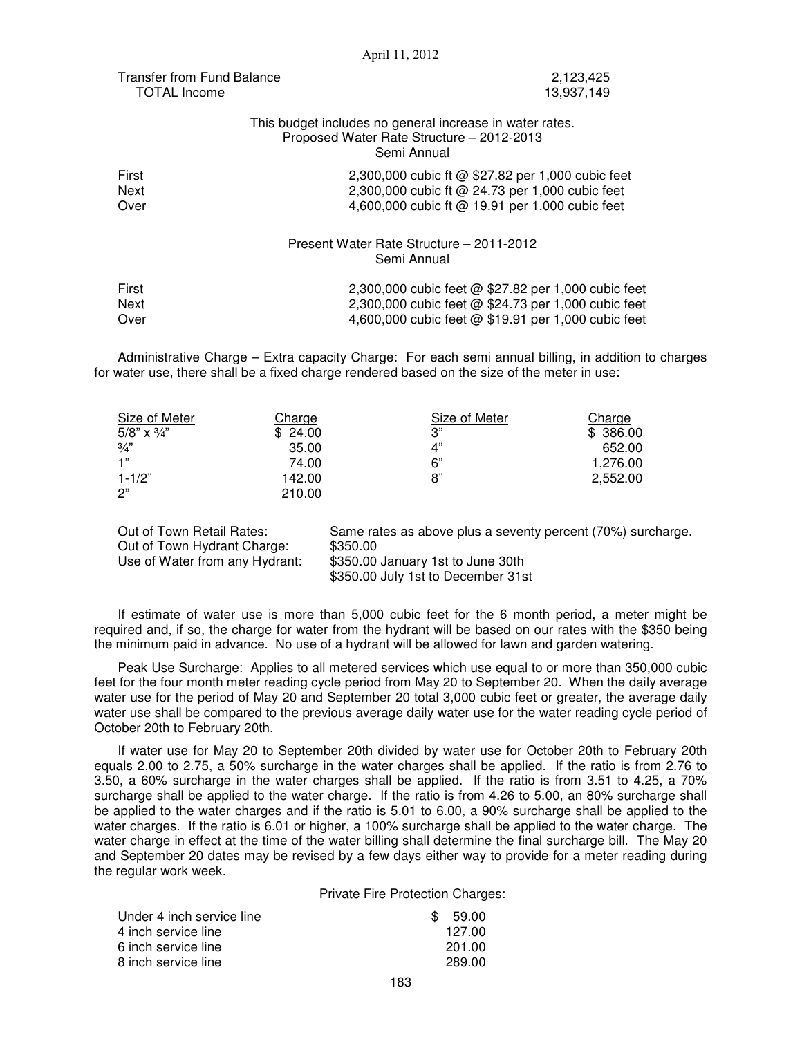| Transfer from Fund Balance | 2,123,425 |
|---|---|
| TOTAL Income | 13,937,149 |

This budget includes no general increase in water rates.
Proposed Water Rate Structure – 2012-2013
Semi Annual

| | |
|---|---|
| First | 2,300,000 cubic ft @ $27.82 per 1,000 cubic feet |
| Next | 2,300,000 cubic ft @ 24.73 per 1,000 cubic feet |
| Over | 4,600,000 cubic ft @ 19.91 per 1,000 cubic feet |

Present Water Rate Structure – 2011-2012
Semi Annual

| | |
|---|---|
| First | 2,300,000 cubic feet @ $27.82 per 1,000 cubic feet |
| Next | 2,300,000 cubic feet @ $24.73 per 1,000 cubic feet |
| Over | 4,600,000 cubic feet @ $19.91 per 1,000 cubic feet |

Administrative Charge – Extra capacity Charge: For each semi annual billing, in addition to charges for water use, there shall be a fixed charge rendered based on the size of the meter in use:

| Size of Meter | Charge | Size of Meter | Charge |
|---|---|---|---|
| 5/8" x ¾" | $ 24.00 | 3" | $ 386.00 |
| ¾" | 35.00 | 4" | 652.00 |
| 1" | 74.00 | 6" | 1,276.00 |
| 1-1/2" | 142.00 | 8" | 2,552.00 |
| 2" | 210.00 | | |

| | |
|---|---|
| Out of Town Retail Rates: | Same rates as above plus a seventy percent (70%) surcharge. |
| Out of Town Hydrant Charge: | $350.00 |
| Use of Water from any Hydrant: | $350.00 January 1st to June 30th<br>$350.00 July 1st to December 31st |

If estimate of water use is more than 5,000 cubic feet for the 6 month period, a meter might be required and, if so, the charge for water from the hydrant will be based on our rates with the $350 being the minimum paid in advance. No use of a hydrant will be allowed for lawn and garden watering.

Peak Use Surcharge: Applies to all metered services which use equal to or more than 350,000 cubic feet for the four month meter reading cycle period from May 20 to September 20. When the daily average water use for the period of May 20 and September 20 total 3,000 cubic feet or greater, the average daily water use shall be compared to the previous average daily water use for the water reading cycle period of October 20th to February 20th.

If water use for May 20 to September 20th divided by water use for October 20th to February 20th equals 2.00 to 2.75, a 50% surcharge in the water charges shall be applied. If the ratio is from 2.76 to 3.50, a 60% surcharge in the water charges shall be applied. If the ratio is from 3.51 to 4.25, a 70% surcharge shall be applied to the water charge. If the ratio is from 4.26 to 5.00, an 80% surcharge shall be applied to the water charges and if the ratio is 5.01 to 6.00, a 90% surcharge shall be applied to the water charges. If the ratio is 6.01 or higher, a 100% surcharge shall be applied to the water charge. The water charge in effect at the time of the water billing shall determine the final surcharge bill. The May 20 and September 20 dates may be revised by a few days either way to provide for a meter reading during the regular work week.

Private Fire Protection Charges:

| | |
|---|---|
| Under 4 inch service line | $ 59.00 |
| 4 inch service line | 127.00 |
| 6 inch service line | 201.00 |
| 8 inch service line | 289.00 |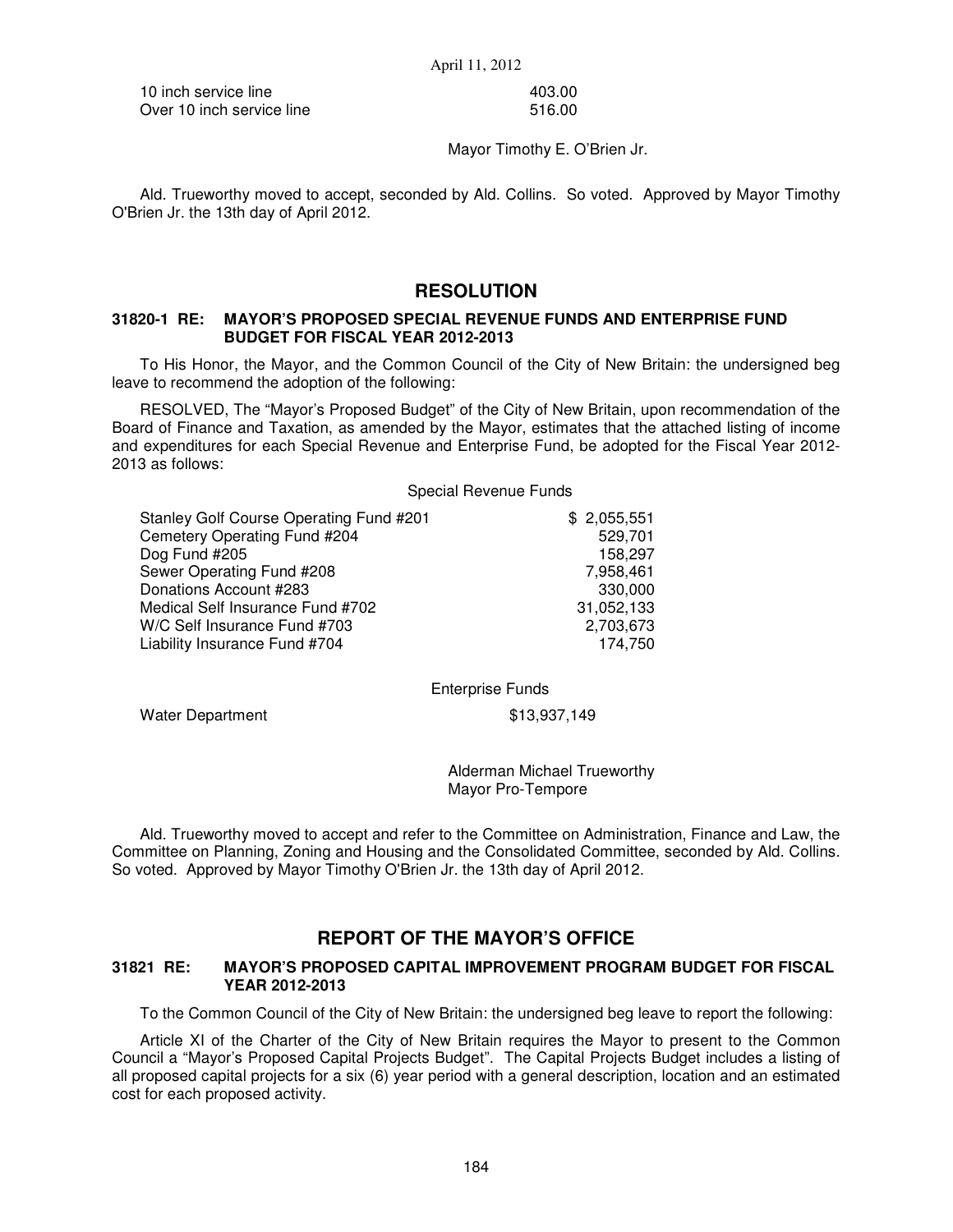| | |
|---|---|
| 10 inch service line | 403.00 |
| Over 10 inch service line | 516.00 |

Mayor Timothy E. O'Brien Jr.

Ald. Trueworthy moved to accept, seconded by Ald. Collins. So voted. Approved by Mayor Timothy O'Brien Jr. the 13th day of April 2012.

## RESOLUTION

### 31820-1 RE: MAYOR'S PROPOSED SPECIAL REVENUE FUNDS AND ENTERPRISE FUND BUDGET FOR FISCAL YEAR 2012-2013

To His Honor, the Mayor, and the Common Council of the City of New Britain: the undersigned beg leave to recommend the adoption of the following:

RESOLVED, The "Mayor's Proposed Budget" of the City of New Britain, upon recommendation of the Board of Finance and Taxation, as amended by the Mayor, estimates that the attached listing of income and expenditures for each Special Revenue and Enterprise Fund, be adopted for the Fiscal Year 2012-2013 as follows:

Special Revenue Funds

| | |
|---|---|
| Stanley Golf Course Operating Fund #201 | $ 2,055,551 |
| Cemetery Operating Fund #204 | 529,701 |
| Dog Fund #205 | 158,297 |
| Sewer Operating Fund #208 | 7,958,461 |
| Donations Account #283 | 330,000 |
| Medical Self Insurance Fund #702 | 31,052,133 |
| W/C Self Insurance Fund #703 | 2,703,673 |
| Liability Insurance Fund #704 | 174,750 |

Enterprise Funds

| | |
|---|---|
| Water Department | $13,937,149 |

Alderman Michael Trueworthy
Mayor Pro-Tempore

Ald. Trueworthy moved to accept and refer to the Committee on Administration, Finance and Law, the Committee on Planning, Zoning and Housing and the Consolidated Committee, seconded by Ald. Collins. So voted. Approved by Mayor Timothy O'Brien Jr. the 13th day of April 2012.

## REPORT OF THE MAYOR'S OFFICE

### 31821 RE: MAYOR'S PROPOSED CAPITAL IMPROVEMENT PROGRAM BUDGET FOR FISCAL YEAR 2012-2013

To the Common Council of the City of New Britain: the undersigned beg leave to report the following:

Article XI of the Charter of the City of New Britain requires the Mayor to present to the Common Council a "Mayor's Proposed Capital Projects Budget". The Capital Projects Budget includes a listing of all proposed capital projects for a six (6) year period with a general description, location and an estimated cost for each proposed activity.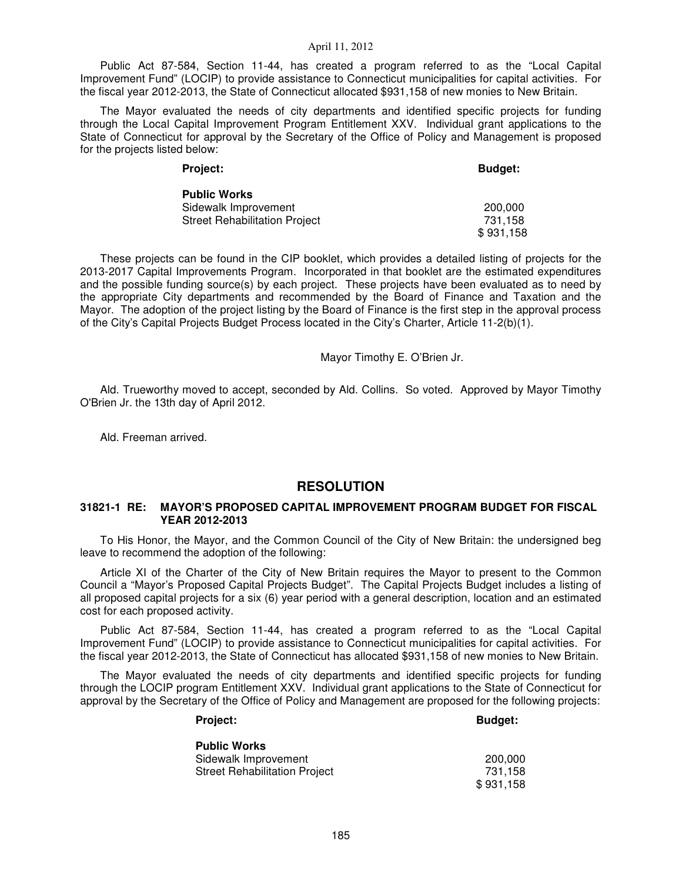Public Act 87-584, Section 11-44, has created a program referred to as the "Local Capital Improvement Fund" (LOCIP) to provide assistance to Connecticut municipalities for capital activities. For the fiscal year 2012-2013, the State of Connecticut allocated $931,158 of new monies to New Britain.

The Mayor evaluated the needs of city departments and identified specific projects for funding through the Local Capital Improvement Program Entitlement XXV. Individual grant applications to the State of Connecticut for approval by the Secretary of the Office of Policy and Management is proposed for the projects listed below:

| Project: | Budget: |
|---|---|
| **Public Works** | |
| Sidewalk Improvement | 200,000 |
| Street Rehabilitation Project | 731,158 |
| | $ 931,158 |

These projects can be found in the CIP booklet, which provides a detailed listing of projects for the 2013-2017 Capital Improvements Program. Incorporated in that booklet are the estimated expenditures and the possible funding source(s) by each project. These projects have been evaluated as to need by the appropriate City departments and recommended by the Board of Finance and Taxation and the Mayor. The adoption of the project listing by the Board of Finance is the first step in the approval process of the City's Capital Projects Budget Process located in the City's Charter, Article 11-2(b)(1).

Mayor Timothy E. O'Brien Jr.

Ald. Trueworthy moved to accept, seconded by Ald. Collins. So voted. Approved by Mayor Timothy O'Brien Jr. the 13th day of April 2012.

Ald. Freeman arrived.

## RESOLUTION

### 31821-1 RE: MAYOR'S PROPOSED CAPITAL IMPROVEMENT PROGRAM BUDGET FOR FISCAL YEAR 2012-2013

To His Honor, the Mayor, and the Common Council of the City of New Britain: the undersigned beg leave to recommend the adoption of the following:

Article XI of the Charter of the City of New Britain requires the Mayor to present to the Common Council a "Mayor's Proposed Capital Projects Budget". The Capital Projects Budget includes a listing of all proposed capital projects for a six (6) year period with a general description, location and an estimated cost for each proposed activity.

Public Act 87-584, Section 11-44, has created a program referred to as the "Local Capital Improvement Fund" (LOCIP) to provide assistance to Connecticut municipalities for capital activities. For the fiscal year 2012-2013, the State of Connecticut has allocated $931,158 of new monies to New Britain.

The Mayor evaluated the needs of city departments and identified specific projects for funding through the LOCIP program Entitlement XXV. Individual grant applications to the State of Connecticut for approval by the Secretary of the Office of Policy and Management are proposed for the following projects:

| Project: | Budget: |
|---|---|
| **Public Works** | |
| Sidewalk Improvement | 200,000 |
| Street Rehabilitation Project | 731,158 |
| | $ 931,158 |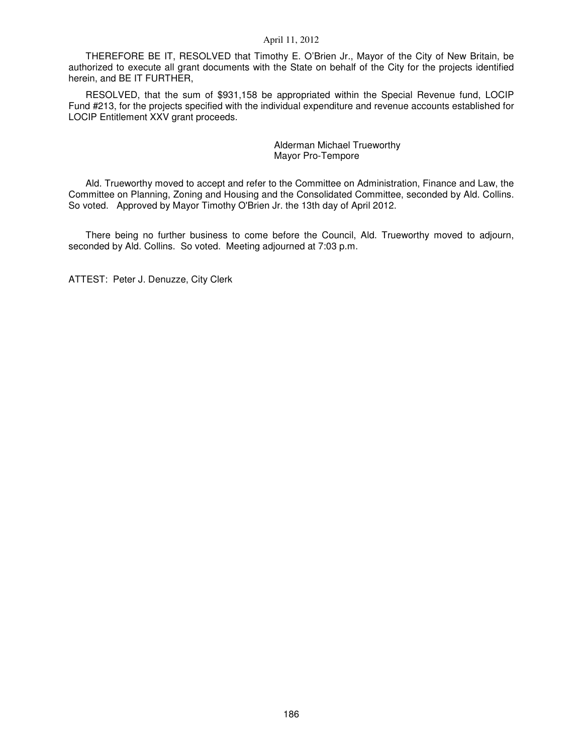THEREFORE BE IT, RESOLVED that Timothy E. O'Brien Jr., Mayor of the City of New Britain, be authorized to execute all grant documents with the State on behalf of the City for the projects identified herein, and BE IT FURTHER,

RESOLVED, that the sum of $931,158 be appropriated within the Special Revenue fund, LOCIP Fund #213, for the projects specified with the individual expenditure and revenue accounts established for LOCIP Entitlement XXV grant proceeds.

Alderman Michael Trueworthy
Mayor Pro-Tempore

Ald. Trueworthy moved to accept and refer to the Committee on Administration, Finance and Law, the Committee on Planning, Zoning and Housing and the Consolidated Committee, seconded by Ald. Collins. So voted. Approved by Mayor Timothy O'Brien Jr. the 13th day of April 2012.

There being no further business to come before the Council, Ald. Trueworthy moved to adjourn, seconded by Ald. Collins. So voted. Meeting adjourned at 7:03 p.m.

ATTEST: Peter J. Denuzze, City Clerk